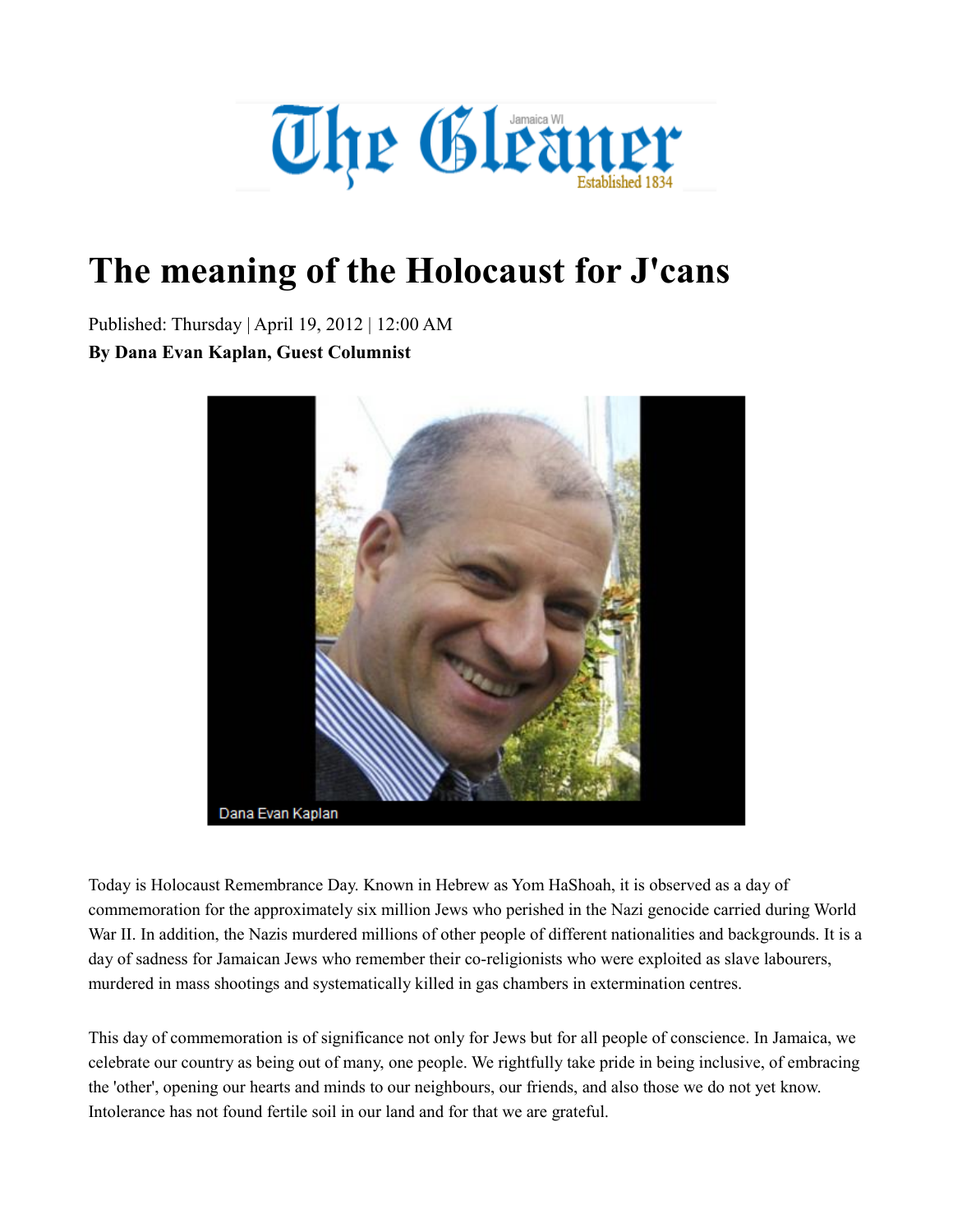# The meaning of the Holocaust for J'cans

Published: Thursday | April 19, 2012 | 12:00 AM

**By Dana Evan Kaplan, Guest Columnist**

Dana Evan Kaplan

Today is Holocaust Remembrance Day. Known in Hebrew as Yom HaShoah, it is observed as a day of commemoration for the approximately six million Jews who perished in the Nazi genocide carried during World War II. In addition, the Nazis murdered millions of other people of different nationalities and backgrounds. It is a day of sadness for Jamaican Jews who remember their co-religionists who were exploited as slave labourers, murdered in mass shootings and systematically killed in gas chambers in extermination centres.

This day of commemoration is of significance not only for Jews but for all people of conscience. In Jamaica, we celebrate our country as being out of many, one people. We rightfully take pride in being inclusive, of embracing the 'other', opening our hearts and minds to our neighbours, our friends, and also those we do not yet know. Intolerance has not found fertile soil in our land and for that we are grateful.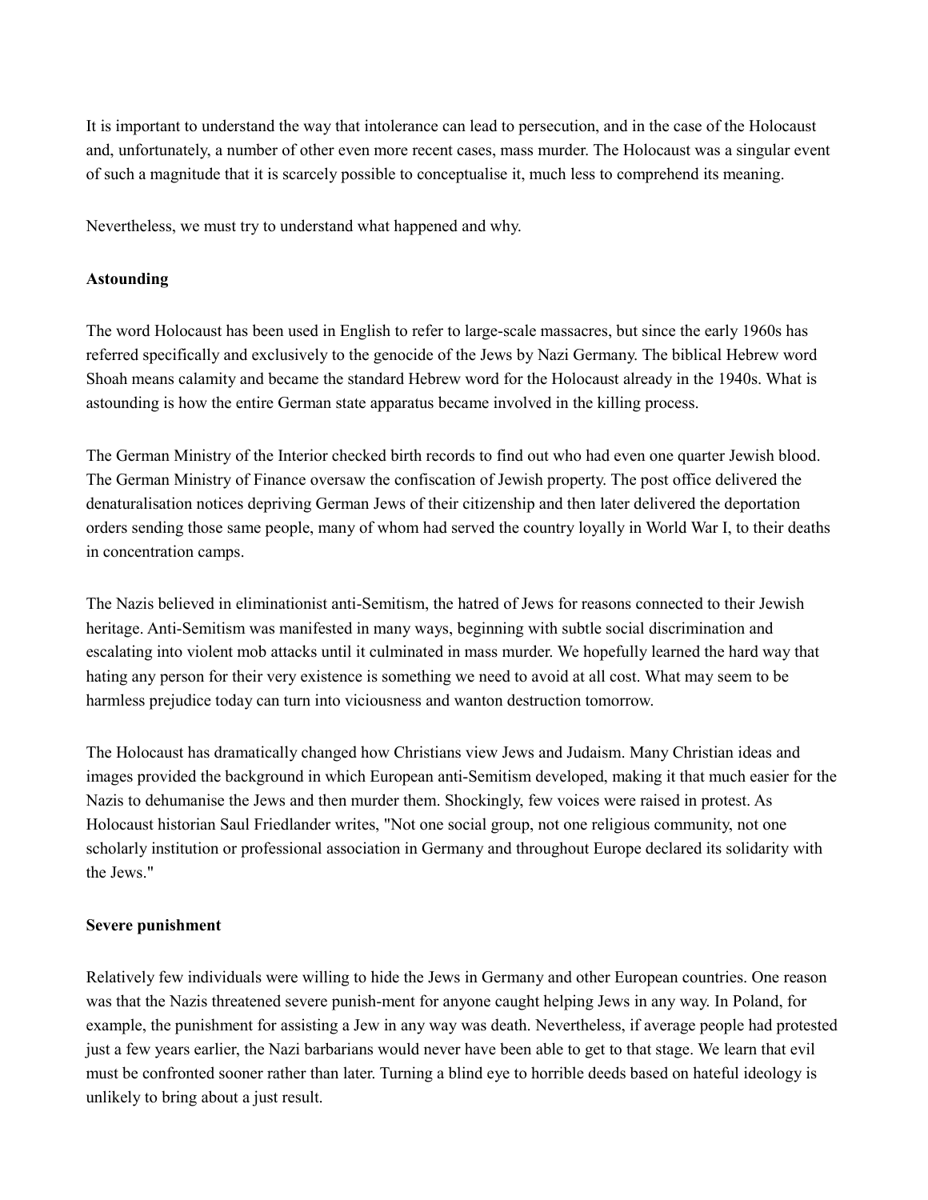It is important to understand the way that intolerance can lead to persecution, and in the case of the Holocaust and, unfortunately, a number of other even more recent cases, mass murder. The Holocaust was a singular event of such a magnitude that it is scarcely possible to conceptualise it, much less to comprehend its meaning.

Nevertheless, we must try to understand what happened and why.

**Astounding**

The word Holocaust has been used in English to refer to large-scale massacres, but since the early 1960s has referred specifically and exclusively to the genocide of the Jews by Nazi Germany. The biblical Hebrew word Shoah means calamity and became the standard Hebrew word for the Holocaust already in the 1940s. What is astounding is how the entire German state apparatus became involved in the killing process.

The German Ministry of the Interior checked birth records to find out who had even one quarter Jewish blood. The German Ministry of Finance oversaw the confiscation of Jewish property. The post office delivered the denaturalisation notices depriving German Jews of their citizenship and then later delivered the deportation orders sending those same people, many of whom had served the country loyally in World War I, to their deaths in concentration camps.

The Nazis believed in eliminationist anti-Semitism, the hatred of Jews for reasons connected to their Jewish heritage. Anti-Semitism was manifested in many ways, beginning with subtle social discrimination and escalating into violent mob attacks until it culminated in mass murder. We hopefully learned the hard way that hating any person for their very existence is something we need to avoid at all cost. What may seem to be harmless prejudice today can turn into viciousness and wanton destruction tomorrow.

The Holocaust has dramatically changed how Christians view Jews and Judaism. Many Christian ideas and images provided the background in which European anti-Semitism developed, making it that much easier for the Nazis to dehumanise the Jews and then murder them. Shockingly, few voices were raised in protest. As Holocaust historian Saul Friedlander writes, "Not one social group, not one religious community, not one scholarly institution or professional association in Germany and throughout Europe declared its solidarity with the Jews."

**Severe punishment**

Relatively few individuals were willing to hide the Jews in Germany and other European countries. One reason was that the Nazis threatened severe punish-ment for anyone caught helping Jews in any way. In Poland, for example, the punishment for assisting a Jew in any way was death. Nevertheless, if average people had protested just a few years earlier, the Nazi barbarians would never have been able to get to that stage. We learn that evil must be confronted sooner rather than later. Turning a blind eye to horrible deeds based on hateful ideology is unlikely to bring about a just result.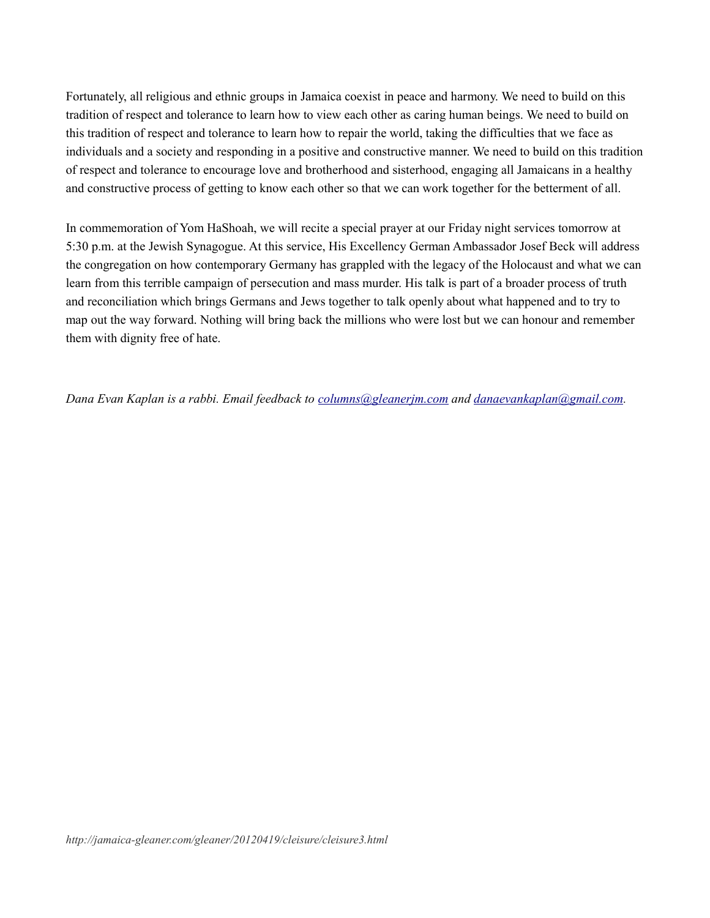Fortunately, all religious and ethnic groups in Jamaica coexist in peace and harmony. We need to build on this tradition of respect and tolerance to learn how to view each other as caring human beings. We need to build on this tradition of respect and tolerance to learn how to repair the world, taking the difficulties that we face as individuals and a society and responding in a positive and constructive manner. We need to build on this tradition of respect and tolerance to encourage love and brotherhood and sisterhood, engaging all Jamaicans in a healthy and constructive process of getting to know each other so that we can work together for the betterment of all.

In commemoration of Yom HaShoah, we will recite a special prayer at our Friday night services tomorrow at 5:30 p.m. at the Jewish Synagogue. At this service, His Excellency German Ambassador Josef Beck will address the congregation on how contemporary Germany has grappled with the legacy of the Holocaust and what we can learn from this terrible campaign of persecution and mass murder. His talk is part of a broader process of truth and reconciliation which brings Germans and Jews together to talk openly about what happened and to try to map out the way forward. Nothing will bring back the millions who were lost but we can honour and remember them with dignity free of hate.

*Dana Evan Kaplan is a rabbi. Email feedback to [columns@gleanerjm.com](mailto:columns@gleanerjm.com) and [danaevankaplan@gmail.com](mailto:danaevankaplan@gmail.com).*

*http://jamaica-gleaner.com/gleaner/20120419/cleisure/cleisure3.html*